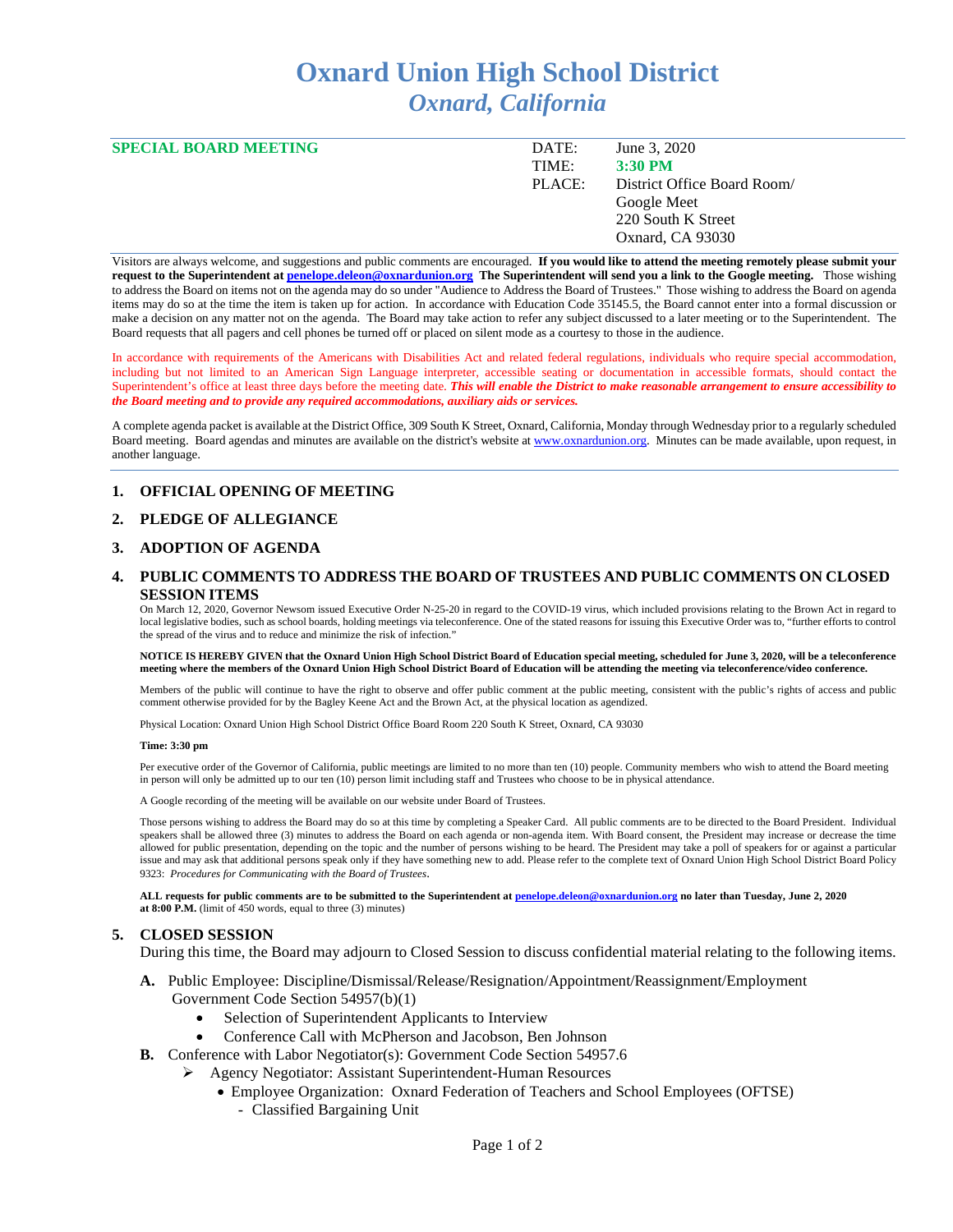# Oxnard Union High School District

## *Oxnard, California*

**SPECIAL BOARD MEETING**

DATE: June 3, 2020
TIME: **3:30 PM**
PLACE: District Office Board Room/
Google Meet
220 South K Street
Oxnard, CA 93030

Visitors are always welcome, and suggestions and public comments are encouraged. **If you would like to attend the meeting remotely please submit your request to the Superintendent at penelope.deleon@oxnardunion.org The Superintendent will send you a link to the Google meeting.** Those wishing to address the Board on items not on the agenda may do so under "Audience to Address the Board of Trustees." Those wishing to address the Board on agenda items may do so at the time the item is taken up for action. In accordance with Education Code 35145.5, the Board cannot enter into a formal discussion or make a decision on any matter not on the agenda. The Board may take action to refer any subject discussed to a later meeting or to the Superintendent. The Board requests that all pagers and cell phones be turned off or placed on silent mode as a courtesy to those in the audience.

In accordance with requirements of the Americans with Disabilities Act and related federal regulations, individuals who require special accommodation, including but not limited to an American Sign Language interpreter, accessible seating or documentation in accessible formats, should contact the Superintendent's office at least three days before the meeting date. ***This will enable the District to make reasonable arrangement to ensure accessibility to the Board meeting and to provide any required accommodations, auxiliary aids or services.***

A complete agenda packet is available at the District Office, 309 South K Street, Oxnard, California, Monday through Wednesday prior to a regularly scheduled Board meeting. Board agendas and minutes are available on the district's website at www.oxnardunion.org. Minutes can be made available, upon request, in another language.

### 1. OFFICIAL OPENING OF MEETING

### 2. PLEDGE OF ALLEGIANCE

### 3. ADOPTION OF AGENDA

### 4. PUBLIC COMMENTS TO ADDRESS THE BOARD OF TRUSTEES AND PUBLIC COMMENTS ON CLOSED SESSION ITEMS

On March 12, 2020, Governor Newsom issued Executive Order N-25-20 in regard to the COVID-19 virus, which included provisions relating to the Brown Act in regard to local legislative bodies, such as school boards, holding meetings via teleconference. One of the stated reasons for issuing this Executive Order was to, "further efforts to control the spread of the virus and to reduce and minimize the risk of infection."

**NOTICE IS HEREBY GIVEN that the Oxnard Union High School District Board of Education special meeting, scheduled for June 3, 2020, will be a teleconference meeting where the members of the Oxnard Union High School District Board of Education will be attending the meeting via teleconference/video conference.**

Members of the public will continue to have the right to observe and offer public comment at the public meeting, consistent with the public's rights of access and public comment otherwise provided for by the Bagley Keene Act and the Brown Act, at the physical location as agendized.

Physical Location: Oxnard Union High School District Office Board Room 220 South K Street, Oxnard, CA 93030

**Time: 3:30 pm**

Per executive order of the Governor of California, public meetings are limited to no more than ten (10) people. Community members who wish to attend the Board meeting in person will only be admitted up to our ten (10) person limit including staff and Trustees who choose to be in physical attendance.

A Google recording of the meeting will be available on our website under Board of Trustees.

Those persons wishing to address the Board may do so at this time by completing a Speaker Card. All public comments are to be directed to the Board President. Individual speakers shall be allowed three (3) minutes to address the Board on each agenda or non-agenda item. With Board consent, the President may increase or decrease the time allowed for public presentation, depending on the topic and the number of persons wishing to be heard. The President may take a poll of speakers for or against a particular issue and may ask that additional persons speak only if they have something new to add. Please refer to the complete text of Oxnard Union High School District Board Policy 9323: *Procedures for Communicating with the Board of Trustees*.

**ALL requests for public comments are to be submitted to the Superintendent at penelope.deleon@oxnardunion.org no later than Tuesday, June 2, 2020 at 8:00 P.M.** (limit of 450 words, equal to three (3) minutes)

### 5. CLOSED SESSION

During this time, the Board may adjourn to Closed Session to discuss confidential material relating to the following items.

**A.** Public Employee: Discipline/Dismissal/Release/Resignation/Appointment/Reassignment/Employment Government Code Section 54957(b)(1)

- Selection of Superintendent Applicants to Interview
- Conference Call with McPherson and Jacobson, Ben Johnson

**B.** Conference with Labor Negotiator(s): Government Code Section 54957.6

- ➢ Agency Negotiator: Assistant Superintendent-Human Resources
  - Employee Organization: Oxnard Federation of Teachers and School Employees (OFTSE)
    - Classified Bargaining Unit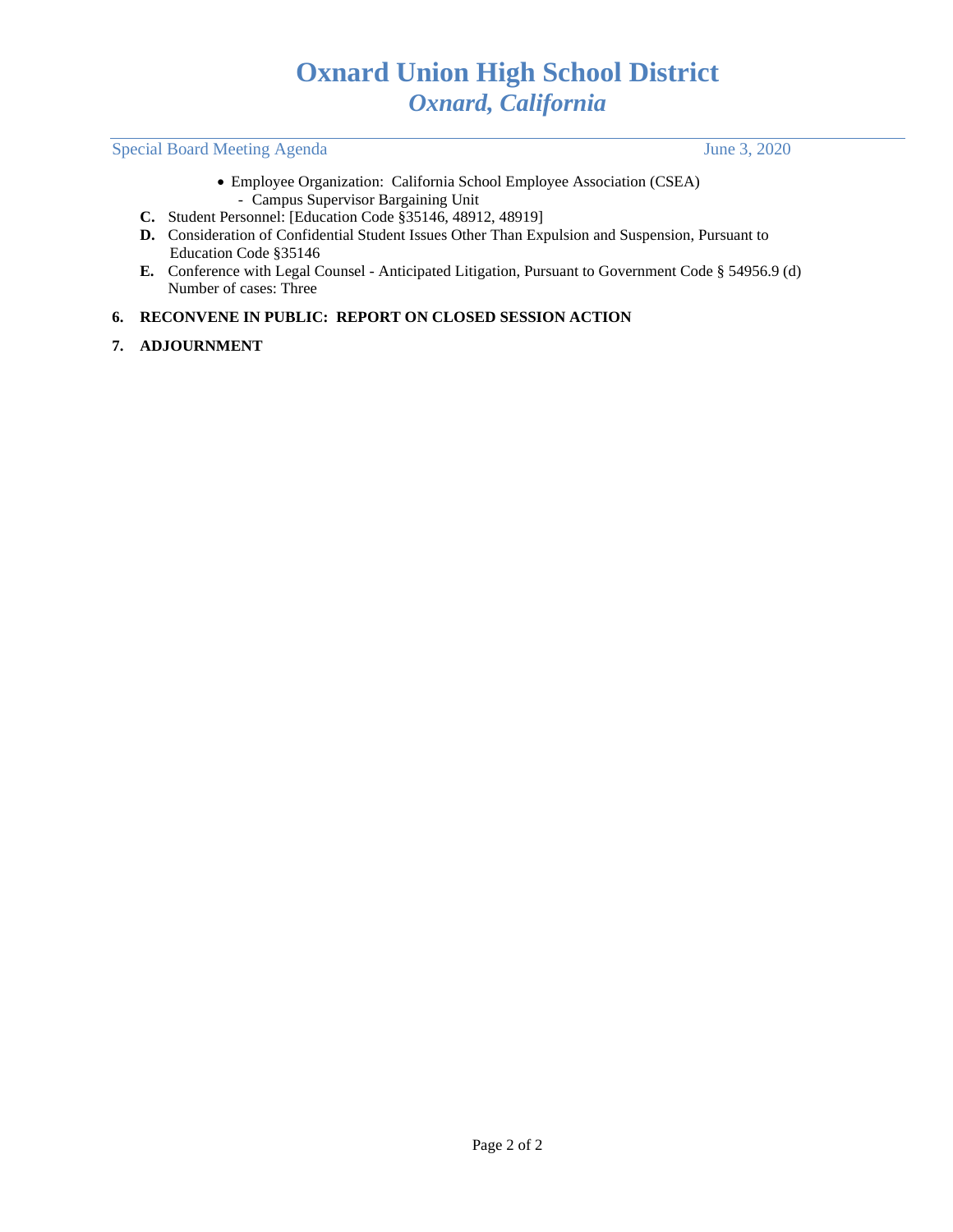- Employee Organization: California School Employee Association (CSEA)
  - Campus Supervisor Bargaining Unit

**C.** Student Personnel: [Education Code §35146, 48912, 48919]

**D.** Consideration of Confidential Student Issues Other Than Expulsion and Suspension, Pursuant to Education Code §35146

**E.** Conference with Legal Counsel - Anticipated Litigation, Pursuant to Government Code § 54956.9 (d) Number of cases: Three

**6. RECONVENE IN PUBLIC: REPORT ON CLOSED SESSION ACTION**

**7. ADJOURNMENT**